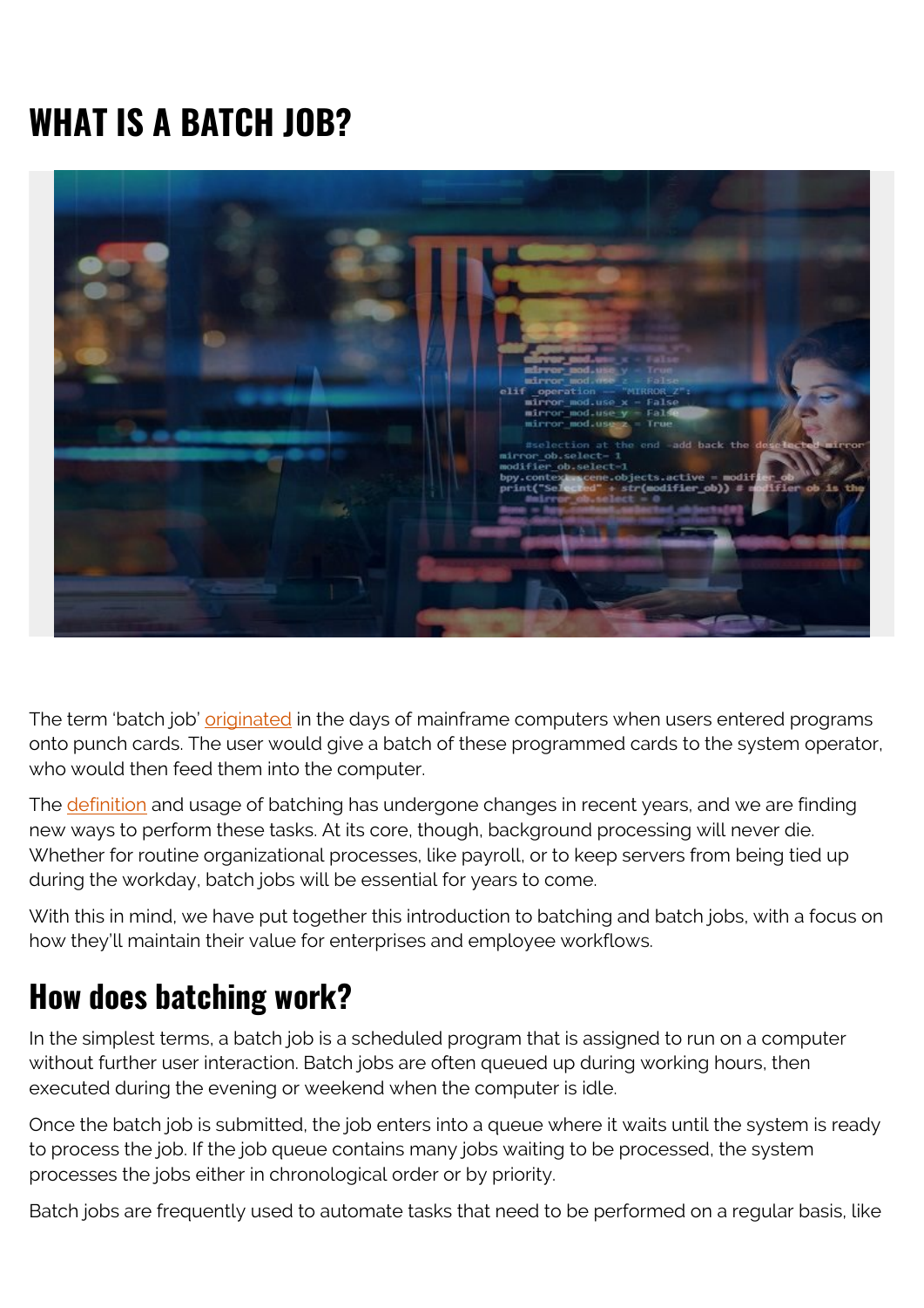# WHAT IS A BATCH JOB?

The term 'batch job' originated in the days of mainframe computers when users entered programs onto punch cards. The user would give a batch of these programmed cards to the system operator, who would then feed them into the computer.

The definition and usage of batching has undergone changes in recent years, and we are finding new ways to perform these tasks. At its core, though, background processing will never die. Whether for routine organizational processes, like payroll, or to keep servers from being tied up during the workday, batch jobs will be essential for years to come.

With this in mind, we have put together this introduction to batching and batch jobs, with a focus on how they'll maintain their value for enterprises and employee workflows.

## How does batching work?

In the simplest terms, a batch job is a scheduled program that is assigned to run on a computer without further user interaction. Batch jobs are often queued up during working hours, then executed during the evening or weekend when the computer is idle.

Once the batch job is submitted, the job enters into a queue where it waits until the system is ready to process the job. If the job queue contains many jobs waiting to be processed, the system processes the jobs either in chronological order or by priority.

Batch jobs are frequently used to automate tasks that need to be performed on a regular basis, like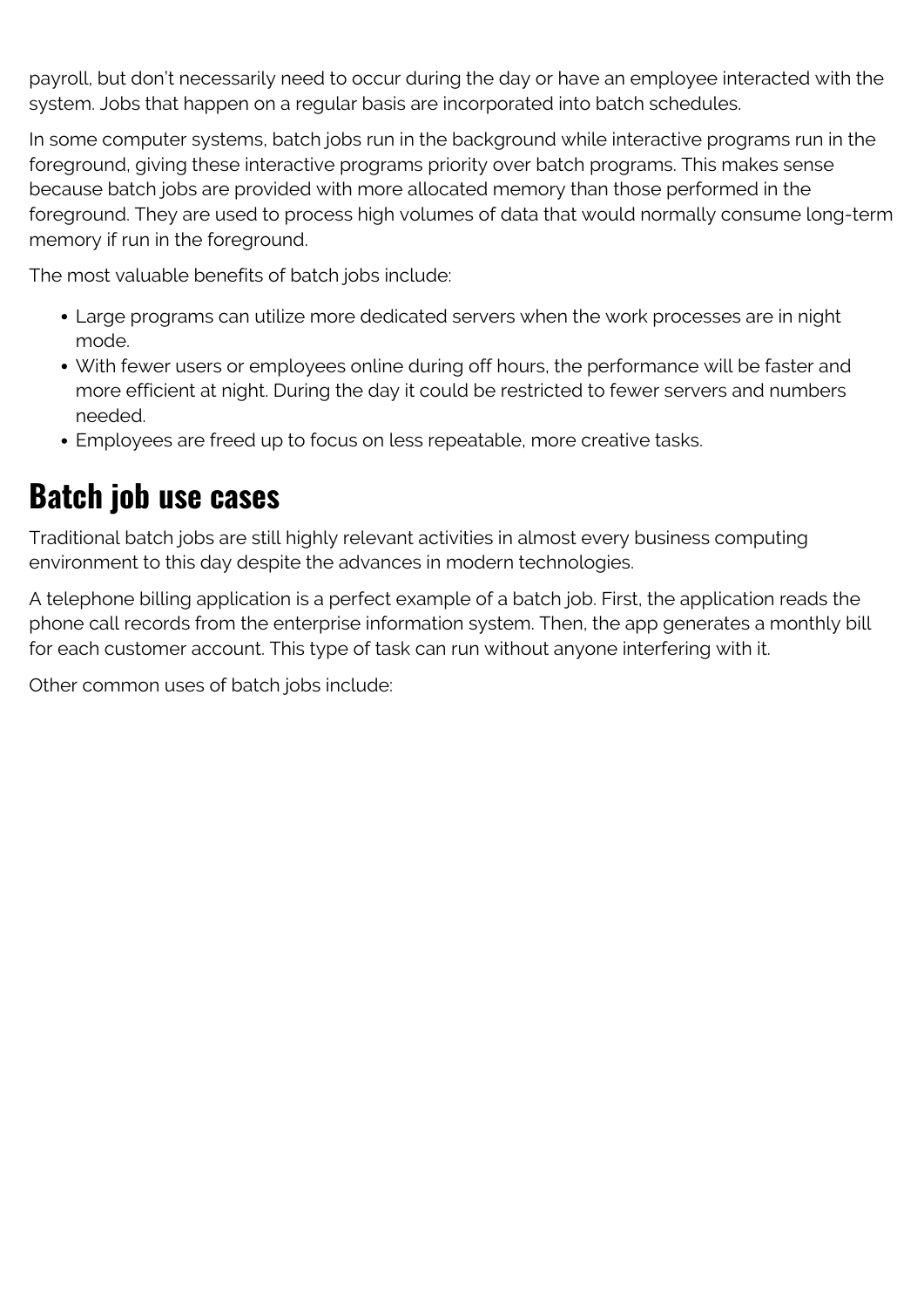payroll, but don't necessarily need to occur during the day or have an employee interacted with the system. Jobs that happen on a regular basis are incorporated into batch schedules.

In some computer systems, batch jobs run in the background while interactive programs run in the foreground, giving these interactive programs priority over batch programs. This makes sense because batch jobs are provided with more allocated memory than those performed in the foreground. They are used to process high volumes of data that would normally consume long-term memory if run in the foreground.

The most valuable benefits of batch jobs include:

- Large programs can utilize more dedicated servers when the work processes are in night mode.
- With fewer users or employees online during off hours, the performance will be faster and more efficient at night. During the day it could be restricted to fewer servers and numbers needed.
- Employees are freed up to focus on less repeatable, more creative tasks.

## Batch job use cases

Traditional batch jobs are still highly relevant activities in almost every business computing environment to this day despite the advances in modern technologies.

A telephone billing application is a perfect example of a batch job. First, the application reads the phone call records from the enterprise information system. Then, the app generates a monthly bill for each customer account. This type of task can run without anyone interfering with it.

Other common uses of batch jobs include: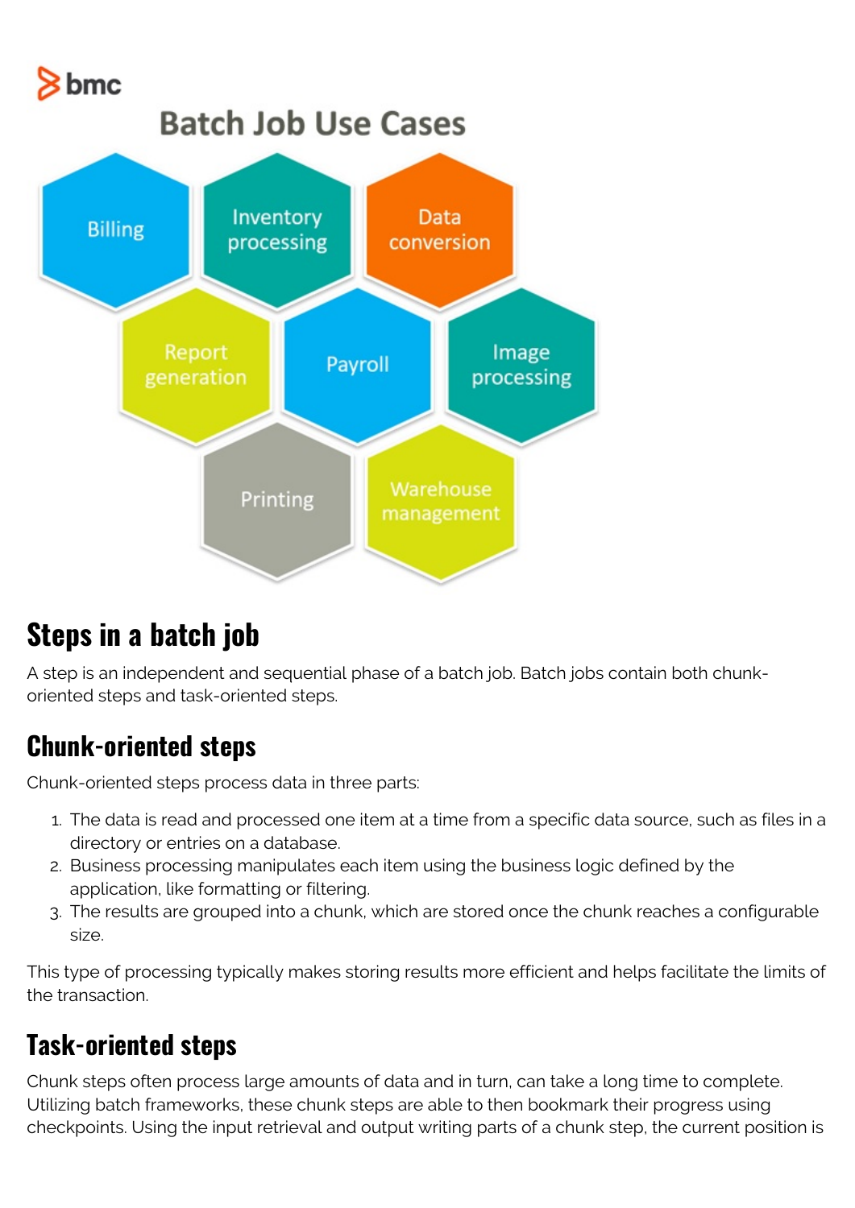# Batch Job Use Cases

Billing

Inventory processing

Data conversion

Report generation

Payroll

Image processing

Printing

Warehouse management

## Steps in a batch job

A step is an independent and sequential phase of a batch job. Batch jobs contain both chunk-oriented steps and task-oriented steps.

### Chunk-oriented steps

Chunk-oriented steps process data in three parts:

1. The data is read and processed one item at a time from a specific data source, such as files in a directory or entries on a database.
2. Business processing manipulates each item using the business logic defined by the application, like formatting or filtering.
3. The results are grouped into a chunk, which are stored once the chunk reaches a configurable size.

This type of processing typically makes storing results more efficient and helps facilitate the limits of the transaction.

### Task-oriented steps

Chunk steps often process large amounts of data and in turn, can take a long time to complete. Utilizing batch frameworks, these chunk steps are able to then bookmark their progress using checkpoints. Using the input retrieval and output writing parts of a chunk step, the current position is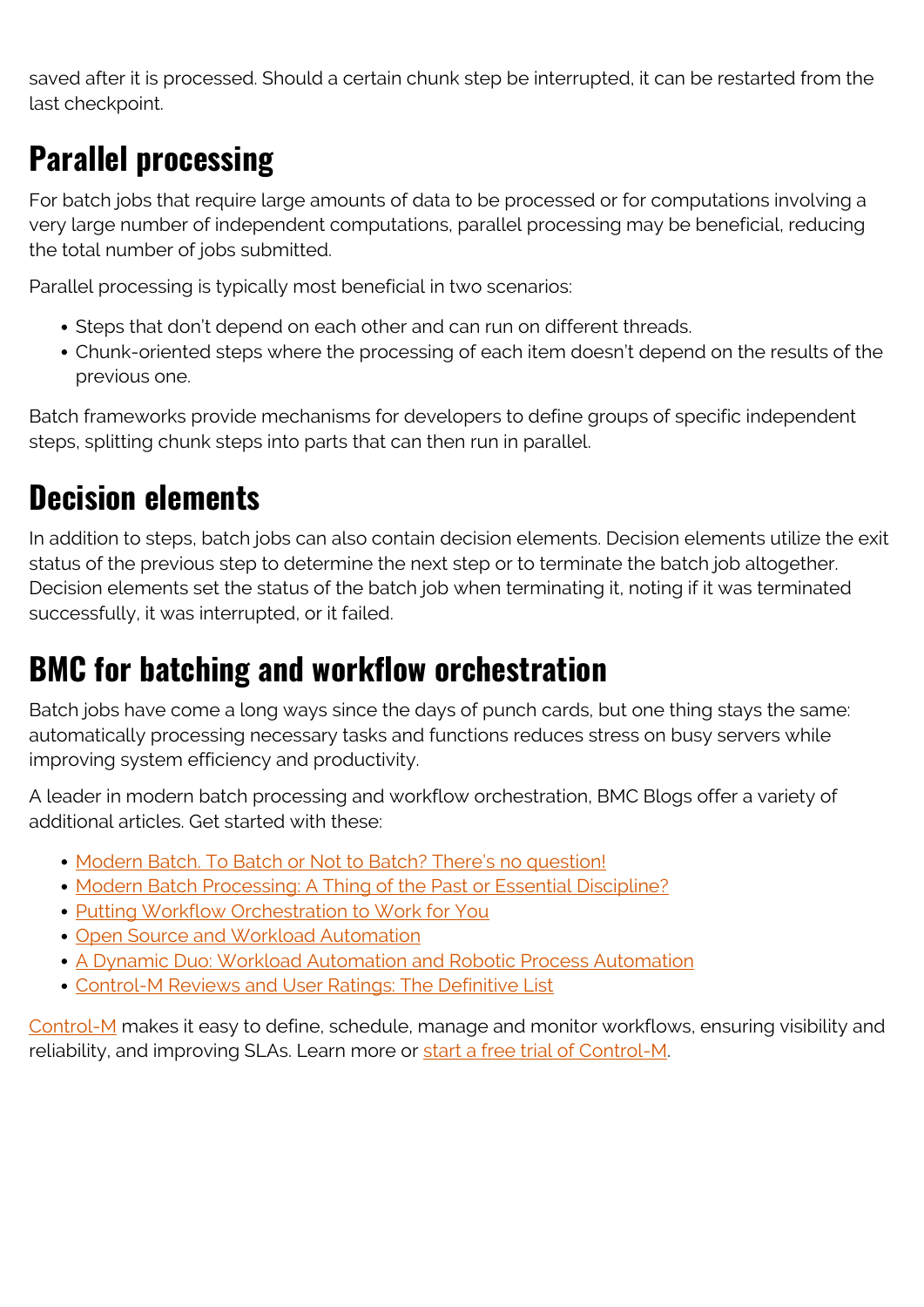saved after it is processed. Should a certain chunk step be interrupted, it can be restarted from the last checkpoint.

## Parallel processing

For batch jobs that require large amounts of data to be processed or for computations involving a very large number of independent computations, parallel processing may be beneficial, reducing the total number of jobs submitted.

Parallel processing is typically most beneficial in two scenarios:

- Steps that don't depend on each other and can run on different threads.
- Chunk-oriented steps where the processing of each item doesn't depend on the results of the previous one.

Batch frameworks provide mechanisms for developers to define groups of specific independent steps, splitting chunk steps into parts that can then run in parallel.

## Decision elements

In addition to steps, batch jobs can also contain decision elements. Decision elements utilize the exit status of the previous step to determine the next step or to terminate the batch job altogether. Decision elements set the status of the batch job when terminating it, noting if it was terminated successfully, it was interrupted, or it failed.

## BMC for batching and workflow orchestration

Batch jobs have come a long ways since the days of punch cards, but one thing stays the same: automatically processing necessary tasks and functions reduces stress on busy servers while improving system efficiency and productivity.

A leader in modern batch processing and workflow orchestration, BMC Blogs offer a variety of additional articles. Get started with these:

- Modern Batch. To Batch or Not to Batch? There's no question!
- Modern Batch Processing: A Thing of the Past or Essential Discipline?
- Putting Workflow Orchestration to Work for You
- Open Source and Workload Automation
- A Dynamic Duo: Workload Automation and Robotic Process Automation
- Control-M Reviews and User Ratings: The Definitive List

Control-M makes it easy to define, schedule, manage and monitor workflows, ensuring visibility and reliability, and improving SLAs. Learn more or start a free trial of Control-M.